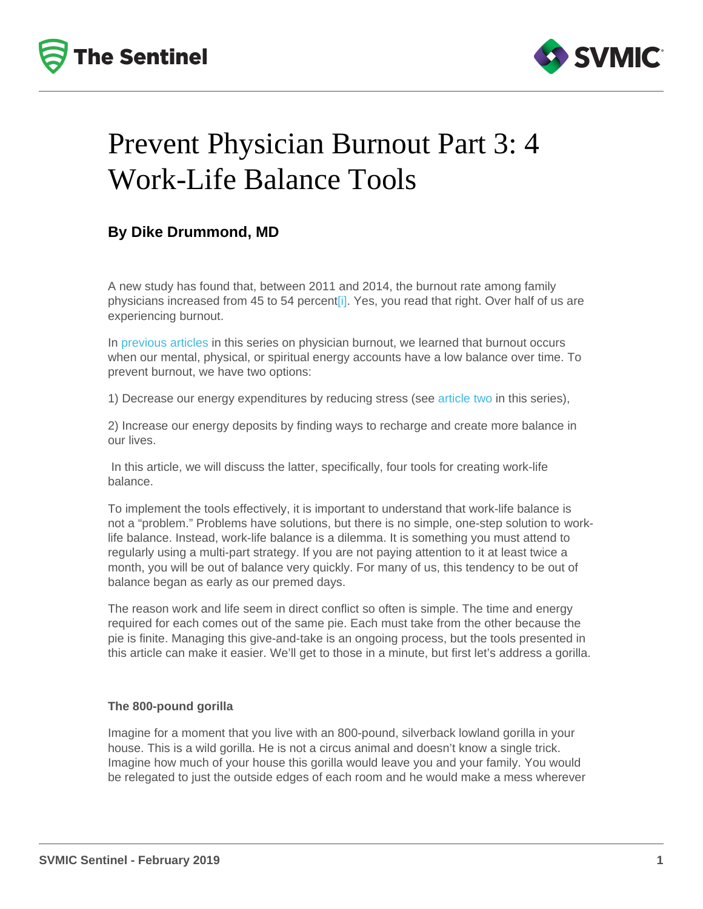# Prevent Physician Burnout Part 3: 4 Work-Life Balance Tools

### By Dike Drummond, MD

A new study has found that, between 2011 and 2014, the burnout rate among family physicians increased from 45 to 54 percent[i]. Yes, you read that right. Over half of us are experiencing burnout.

In previous articles in this series on physician burnout, we learned that burnout occurs when our mental, physical, or spiritual energy accounts have a low balance over time. To prevent burnout, we have two options:

1) Decrease our energy expenditures by reducing stress (see article two in this series),

2) Increase our energy deposits by finding ways to recharge and create more balance in our lives.

In this article, we will discuss the latter, specifically, four tools for creating work-life balance.

To implement the tools effectively, it is important to understand that work-life balance is not a "problem." Problems have solutions, but there is no simple, one-step solution to work-life balance. Instead, work-life balance is a dilemma. It is something you must attend to regularly using a multi-part strategy. If you are not paying attention to it at least twice a month, you will be out of balance very quickly. For many of us, this tendency to be out of balance began as early as our premed days.

The reason work and life seem in direct conflict so often is simple. The time and energy required for each comes out of the same pie. Each must take from the other because the pie is finite. Managing this give-and-take is an ongoing process, but the tools presented in this article can make it easier. We'll get to those in a minute, but first let's address a gorilla.

#### The 800-pound gorilla

Imagine for a moment that you live with an 800-pound, silverback lowland gorilla in your house. This is a wild gorilla. He is not a circus animal and doesn't know a single trick. Imagine how much of your house this gorilla would leave you and your family. You would be relegated to just the outside edges of each room and he would make a mess wherever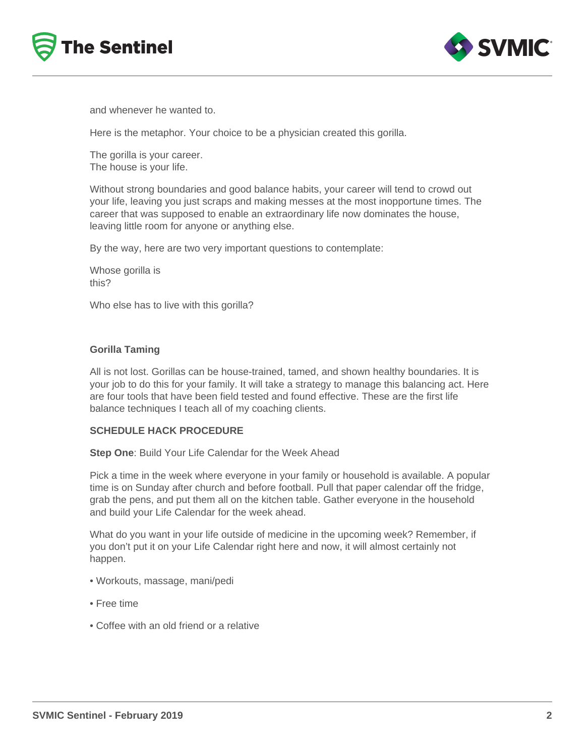and whenever he wanted to.

Here is the metaphor. Your choice to be a physician created this gorilla.

The gorilla is your career.
The house is your life.

Without strong boundaries and good balance habits, your career will tend to crowd out your life, leaving you just scraps and making messes at the most inopportune times. The career that was supposed to enable an extraordinary life now dominates the house, leaving little room for anyone or anything else.

By the way, here are two very important questions to contemplate:

Whose gorilla is this?

Who else has to live with this gorilla?

**Gorilla Taming**

All is not lost. Gorillas can be house-trained, tamed, and shown healthy boundaries. It is your job to do this for your family. It will take a strategy to manage this balancing act. Here are four tools that have been field tested and found effective. These are the first life balance techniques I teach all of my coaching clients.

**SCHEDULE HACK PROCEDURE**

**Step One**: Build Your Life Calendar for the Week Ahead

Pick a time in the week where everyone in your family or household is available. A popular time is on Sunday after church and before football. Pull that paper calendar off the fridge, grab the pens, and put them all on the kitchen table. Gather everyone in the household and build your Life Calendar for the week ahead.

What do you want in your life outside of medicine in the upcoming week? Remember, if you don't put it on your Life Calendar right here and now, it will almost certainly not happen.

- Workouts, massage, mani/pedi
- Free time
- Coffee with an old friend or a relative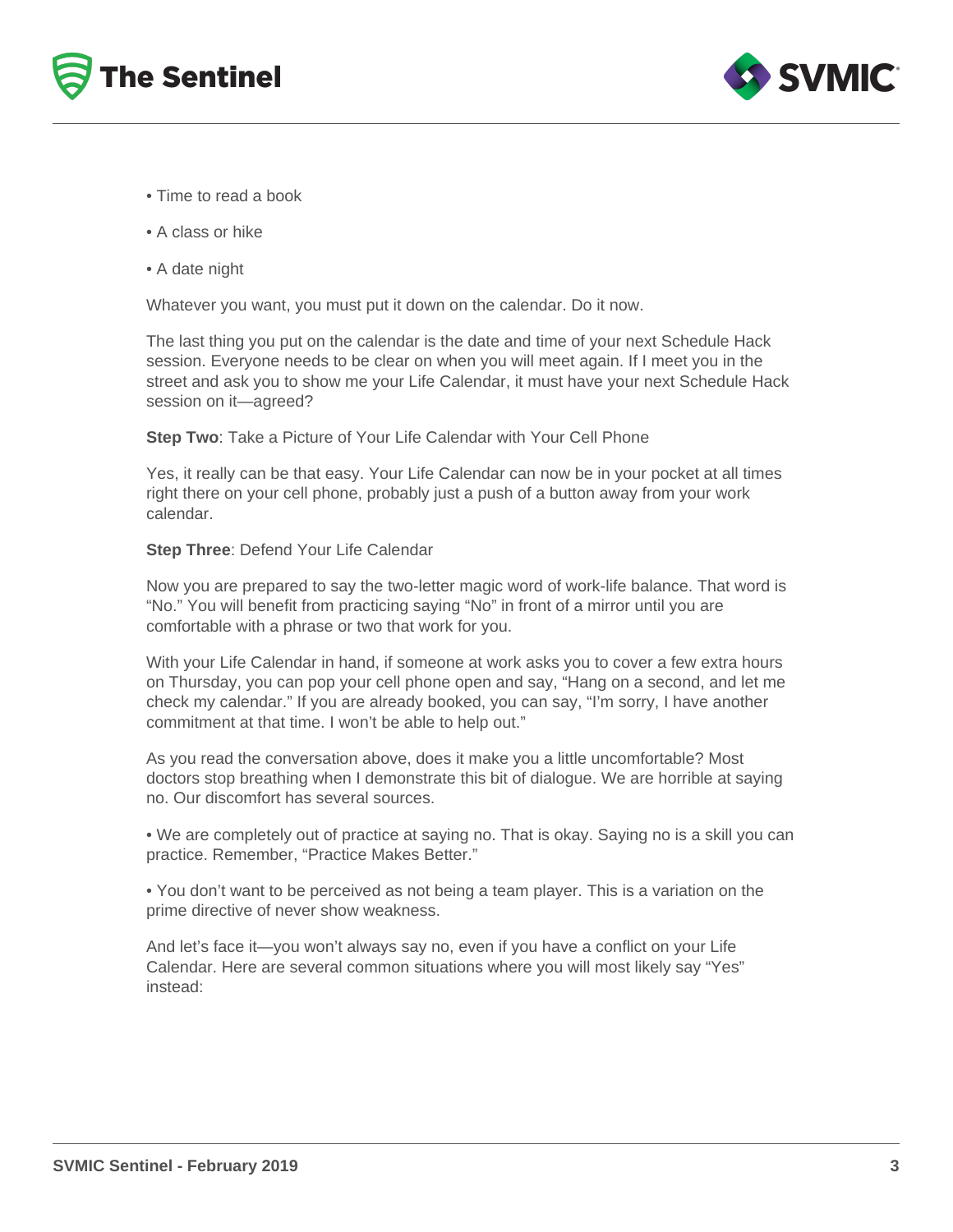- Time to read a book
- A class or hike
- A date night

Whatever you want, you must put it down on the calendar. Do it now.

The last thing you put on the calendar is the date and time of your next Schedule Hack session. Everyone needs to be clear on when you will meet again. If I meet you in the street and ask you to show me your Life Calendar, it must have your next Schedule Hack session on it—agreed?

**Step Two**: Take a Picture of Your Life Calendar with Your Cell Phone

Yes, it really can be that easy. Your Life Calendar can now be in your pocket at all times right there on your cell phone, probably just a push of a button away from your work calendar.

**Step Three**: Defend Your Life Calendar

Now you are prepared to say the two-letter magic word of work-life balance. That word is "No." You will benefit from practicing saying "No" in front of a mirror until you are comfortable with a phrase or two that work for you.

With your Life Calendar in hand, if someone at work asks you to cover a few extra hours on Thursday, you can pop your cell phone open and say, "Hang on a second, and let me check my calendar." If you are already booked, you can say, "I'm sorry, I have another commitment at that time. I won't be able to help out."

As you read the conversation above, does it make you a little uncomfortable? Most doctors stop breathing when I demonstrate this bit of dialogue. We are horrible at saying no. Our discomfort has several sources.

- We are completely out of practice at saying no. That is okay. Saying no is a skill you can practice. Remember, "Practice Makes Better."

- You don't want to be perceived as not being a team player. This is a variation on the prime directive of never show weakness.

And let's face it—you won't always say no, even if you have a conflict on your Life Calendar. Here are several common situations where you will most likely say "Yes" instead: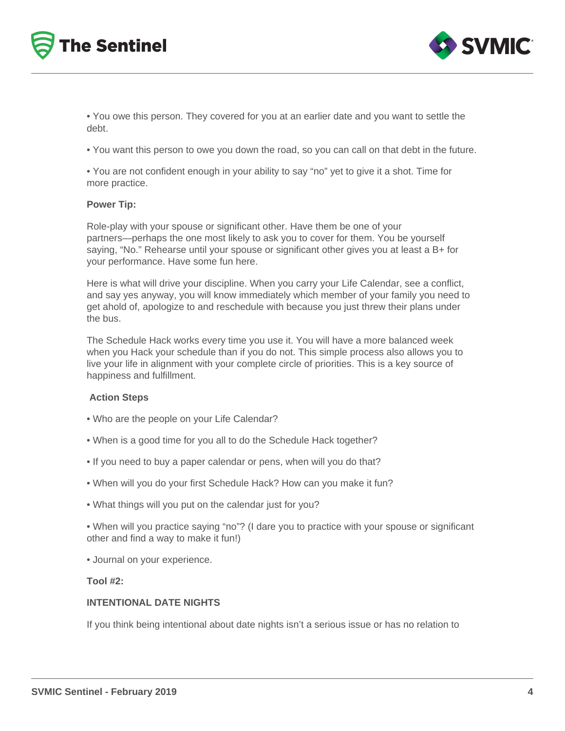- You owe this person. They covered for you at an earlier date and you want to settle the debt.
- You want this person to owe you down the road, so you can call on that debt in the future.
- You are not confident enough in your ability to say "no" yet to give it a shot. Time for more practice.

**Power Tip:**

Role-play with your spouse or significant other. Have them be one of your partners—perhaps the one most likely to ask you to cover for them. You be yourself saying, "No." Rehearse until your spouse or significant other gives you at least a B+ for your performance. Have some fun here.

Here is what will drive your discipline. When you carry your Life Calendar, see a conflict, and say yes anyway, you will know immediately which member of your family you need to get ahold of, apologize to and reschedule with because you just threw their plans under the bus.

The Schedule Hack works every time you use it. You will have a more balanced week when you Hack your schedule than if you do not. This simple process also allows you to live your life in alignment with your complete circle of priorities. This is a key source of happiness and fulfillment.

**Action Steps**

- Who are the people on your Life Calendar?
- When is a good time for you all to do the Schedule Hack together?
- If you need to buy a paper calendar or pens, when will you do that?
- When will you do your first Schedule Hack? How can you make it fun?
- What things will you put on the calendar just for you?
- When will you practice saying "no"? (I dare you to practice with your spouse or significant other and find a way to make it fun!)
- Journal on your experience.

**Tool #2:**

**INTENTIONAL DATE NIGHTS**

If you think being intentional about date nights isn't a serious issue or has no relation to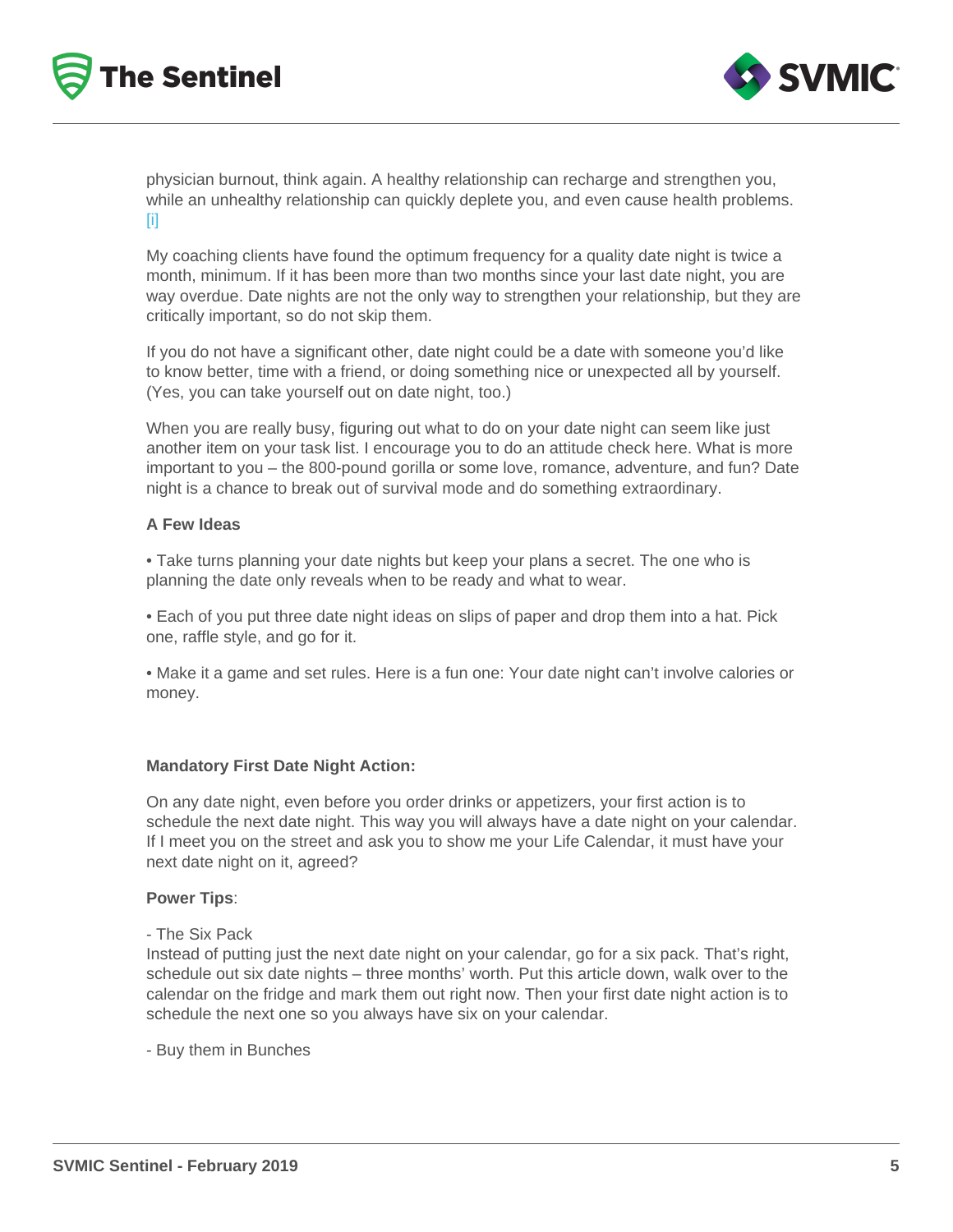physician burnout, think again. A healthy relationship can recharge and strengthen you, while an unhealthy relationship can quickly deplete you, and even cause health problems. [i]

My coaching clients have found the optimum frequency for a quality date night is twice a month, minimum. If it has been more than two months since your last date night, you are way overdue. Date nights are not the only way to strengthen your relationship, but they are critically important, so do not skip them.

If you do not have a significant other, date night could be a date with someone you'd like to know better, time with a friend, or doing something nice or unexpected all by yourself. (Yes, you can take yourself out on date night, too.)

When you are really busy, figuring out what to do on your date night can seem like just another item on your task list. I encourage you to do an attitude check here. What is more important to you – the 800-pound gorilla or some love, romance, adventure, and fun? Date night is a chance to break out of survival mode and do something extraordinary.

**A Few Ideas**

• Take turns planning your date nights but keep your plans a secret. The one who is planning the date only reveals when to be ready and what to wear.

• Each of you put three date night ideas on slips of paper and drop them into a hat. Pick one, raffle style, and go for it.

• Make it a game and set rules. Here is a fun one: Your date night can't involve calories or money.

**Mandatory First Date Night Action:**

On any date night, even before you order drinks or appetizers, your first action is to schedule the next date night. This way you will always have a date night on your calendar. If I meet you on the street and ask you to show me your Life Calendar, it must have your next date night on it, agreed?

**Power Tips**:

- The Six Pack

Instead of putting just the next date night on your calendar, go for a six pack. That's right, schedule out six date nights – three months' worth. Put this article down, walk over to the calendar on the fridge and mark them out right now. Then your first date night action is to schedule the next one so you always have six on your calendar.

- Buy them in Bunches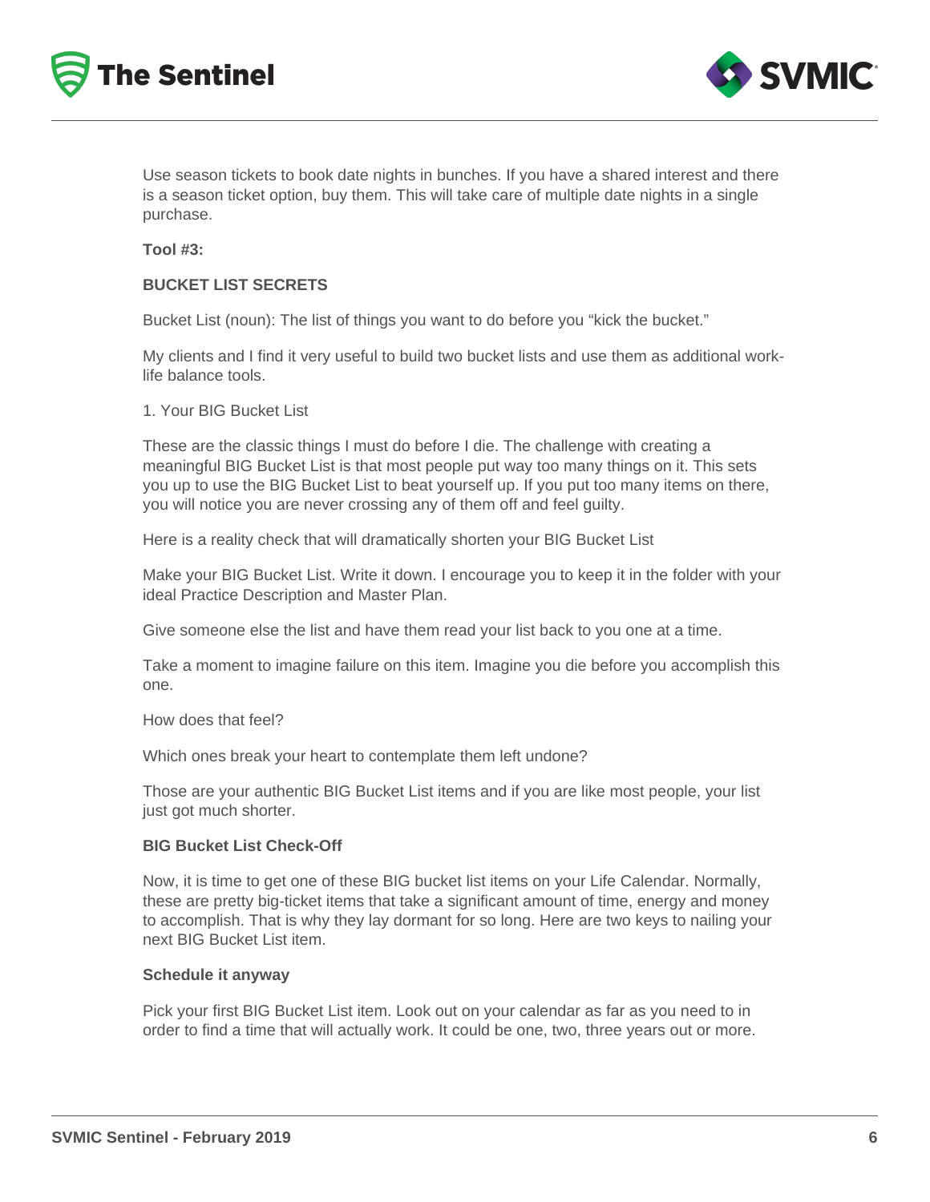Use season tickets to book date nights in bunches. If you have a shared interest and there is a season ticket option, buy them. This will take care of multiple date nights in a single purchase.

**Tool #3:**

**BUCKET LIST SECRETS**

Bucket List (noun): The list of things you want to do before you "kick the bucket."

My clients and I find it very useful to build two bucket lists and use them as additional work-life balance tools.

1. Your BIG Bucket List

These are the classic things I must do before I die. The challenge with creating a meaningful BIG Bucket List is that most people put way too many things on it. This sets you up to use the BIG Bucket List to beat yourself up. If you put too many items on there, you will notice you are never crossing any of them off and feel guilty.

Here is a reality check that will dramatically shorten your BIG Bucket List

Make your BIG Bucket List. Write it down. I encourage you to keep it in the folder with your ideal Practice Description and Master Plan.

Give someone else the list and have them read your list back to you one at a time.

Take a moment to imagine failure on this item. Imagine you die before you accomplish this one.

How does that feel?

Which ones break your heart to contemplate them left undone?

Those are your authentic BIG Bucket List items and if you are like most people, your list just got much shorter.

**BIG Bucket List Check-Off**

Now, it is time to get one of these BIG bucket list items on your Life Calendar. Normally, these are pretty big-ticket items that take a significant amount of time, energy and money to accomplish. That is why they lay dormant for so long. Here are two keys to nailing your next BIG Bucket List item.

**Schedule it anyway**

Pick your first BIG Bucket List item. Look out on your calendar as far as you need to in order to find a time that will actually work. It could be one, two, three years out or more.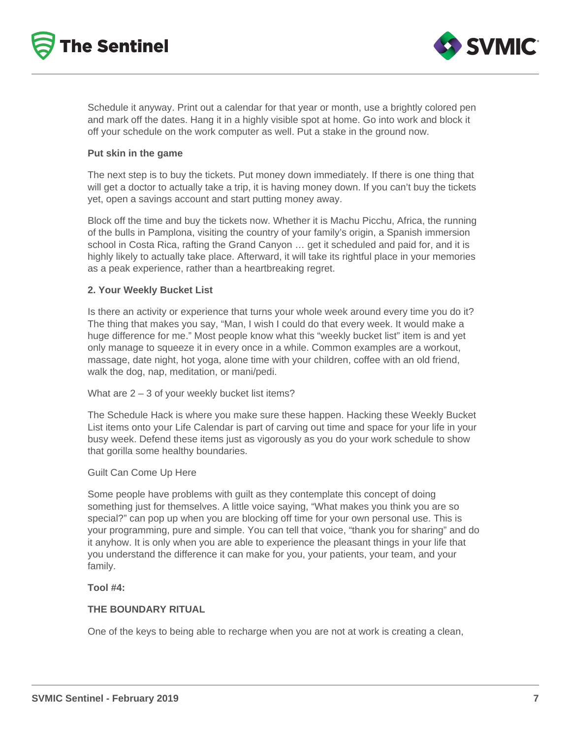Schedule it anyway. Print out a calendar for that year or month, use a brightly colored pen and mark off the dates. Hang it in a highly visible spot at home. Go into work and block it off your schedule on the work computer as well. Put a stake in the ground now.

**Put skin in the game**

The next step is to buy the tickets. Put money down immediately. If there is one thing that will get a doctor to actually take a trip, it is having money down. If you can't buy the tickets yet, open a savings account and start putting money away.

Block off the time and buy the tickets now. Whether it is Machu Picchu, Africa, the running of the bulls in Pamplona, visiting the country of your family's origin, a Spanish immersion school in Costa Rica, rafting the Grand Canyon … get it scheduled and paid for, and it is highly likely to actually take place. Afterward, it will take its rightful place in your memories as a peak experience, rather than a heartbreaking regret.

**2. Your Weekly Bucket List**

Is there an activity or experience that turns your whole week around every time you do it? The thing that makes you say, "Man, I wish I could do that every week. It would make a huge difference for me." Most people know what this "weekly bucket list" item is and yet only manage to squeeze it in every once in a while. Common examples are a workout, massage, date night, hot yoga, alone time with your children, coffee with an old friend, walk the dog, nap, meditation, or mani/pedi.

What are 2 – 3 of your weekly bucket list items?

The Schedule Hack is where you make sure these happen. Hacking these Weekly Bucket List items onto your Life Calendar is part of carving out time and space for your life in your busy week. Defend these items just as vigorously as you do your work schedule to show that gorilla some healthy boundaries.

Guilt Can Come Up Here

Some people have problems with guilt as they contemplate this concept of doing something just for themselves. A little voice saying, "What makes you think you are so special?" can pop up when you are blocking off time for your own personal use. This is your programming, pure and simple. You can tell that voice, "thank you for sharing" and do it anyhow. It is only when you are able to experience the pleasant things in your life that you understand the difference it can make for you, your patients, your team, and your family.

**Tool #4:**

**THE BOUNDARY RITUAL**

One of the keys to being able to recharge when you are not at work is creating a clean,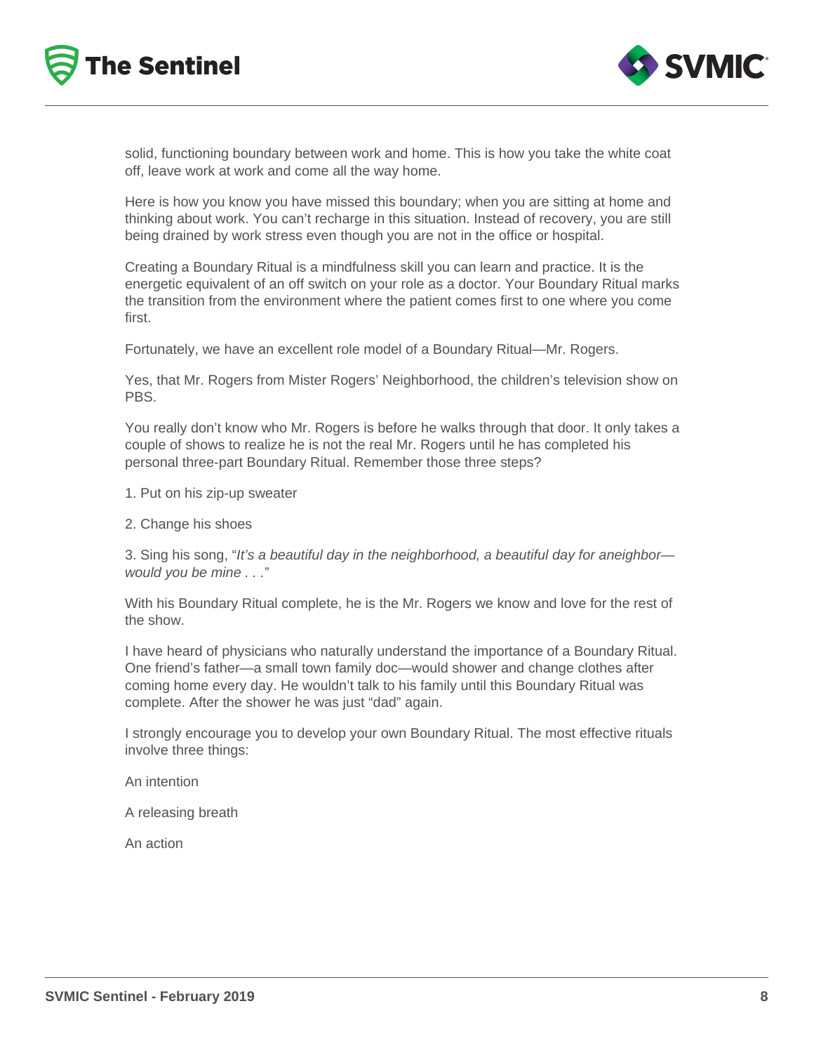solid, functioning boundary between work and home. This is how you take the white coat off, leave work at work and come all the way home.

Here is how you know you have missed this boundary; when you are sitting at home and thinking about work. You can't recharge in this situation. Instead of recovery, you are still being drained by work stress even though you are not in the office or hospital.

Creating a Boundary Ritual is a mindfulness skill you can learn and practice. It is the energetic equivalent of an off switch on your role as a doctor. Your Boundary Ritual marks the transition from the environment where the patient comes first to one where you come first.

Fortunately, we have an excellent role model of a Boundary Ritual—Mr. Rogers.

Yes, that Mr. Rogers from Mister Rogers' Neighborhood, the children's television show on PBS.

You really don't know who Mr. Rogers is before he walks through that door. It only takes a couple of shows to realize he is not the real Mr. Rogers until he has completed his personal three-part Boundary Ritual. Remember those three steps?

1. Put on his zip-up sweater

2. Change his shoes

3. Sing his song, "*It's a beautiful day in the neighborhood, a beautiful day for aneighbor—would you be mine . . .*"

With his Boundary Ritual complete, he is the Mr. Rogers we know and love for the rest of the show.

I have heard of physicians who naturally understand the importance of a Boundary Ritual. One friend's father—a small town family doc—would shower and change clothes after coming home every day. He wouldn't talk to his family until this Boundary Ritual was complete. After the shower he was just "dad" again.

I strongly encourage you to develop your own Boundary Ritual. The most effective rituals involve three things:

An intention

A releasing breath

An action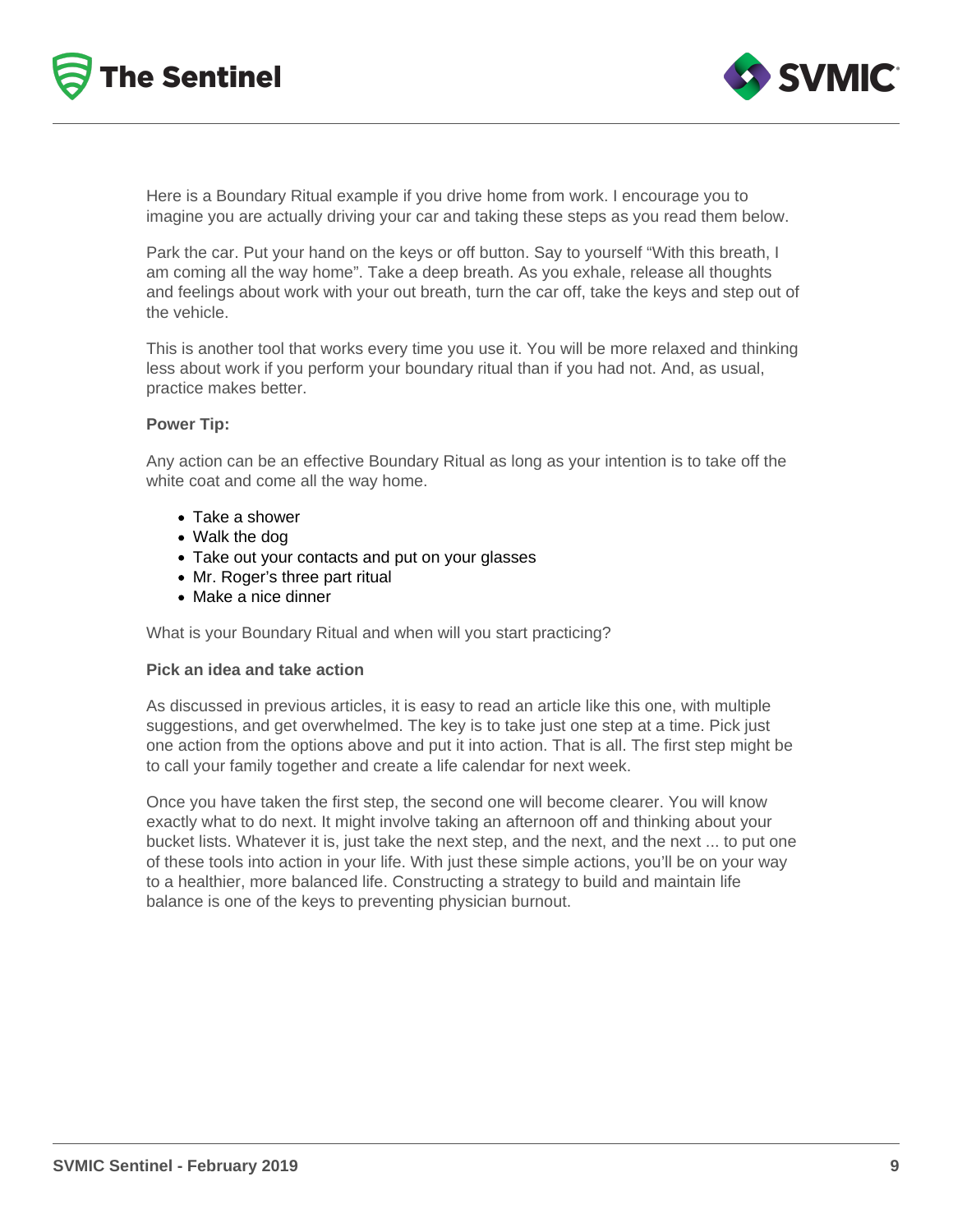Here is a Boundary Ritual example if you drive home from work. I encourage you to imagine you are actually driving your car and taking these steps as you read them below.

Park the car. Put your hand on the keys or off button. Say to yourself "With this breath, I am coming all the way home". Take a deep breath. As you exhale, release all thoughts and feelings about work with your out breath, turn the car off, take the keys and step out of the vehicle.

This is another tool that works every time you use it. You will be more relaxed and thinking less about work if you perform your boundary ritual than if you had not. And, as usual, practice makes better.

**Power Tip:**

Any action can be an effective Boundary Ritual as long as your intention is to take off the white coat and come all the way home.

- Take a shower
- Walk the dog
- Take out your contacts and put on your glasses
- Mr. Roger's three part ritual
- Make a nice dinner

What is your Boundary Ritual and when will you start practicing?

**Pick an idea and take action**

As discussed in previous articles, it is easy to read an article like this one, with multiple suggestions, and get overwhelmed. The key is to take just one step at a time. Pick just one action from the options above and put it into action. That is all. The first step might be to call your family together and create a life calendar for next week.

Once you have taken the first step, the second one will become clearer. You will know exactly what to do next. It might involve taking an afternoon off and thinking about your bucket lists. Whatever it is, just take the next step, and the next, and the next ... to put one of these tools into action in your life. With just these simple actions, you'll be on your way to a healthier, more balanced life. Constructing a strategy to build and maintain life balance is one of the keys to preventing physician burnout.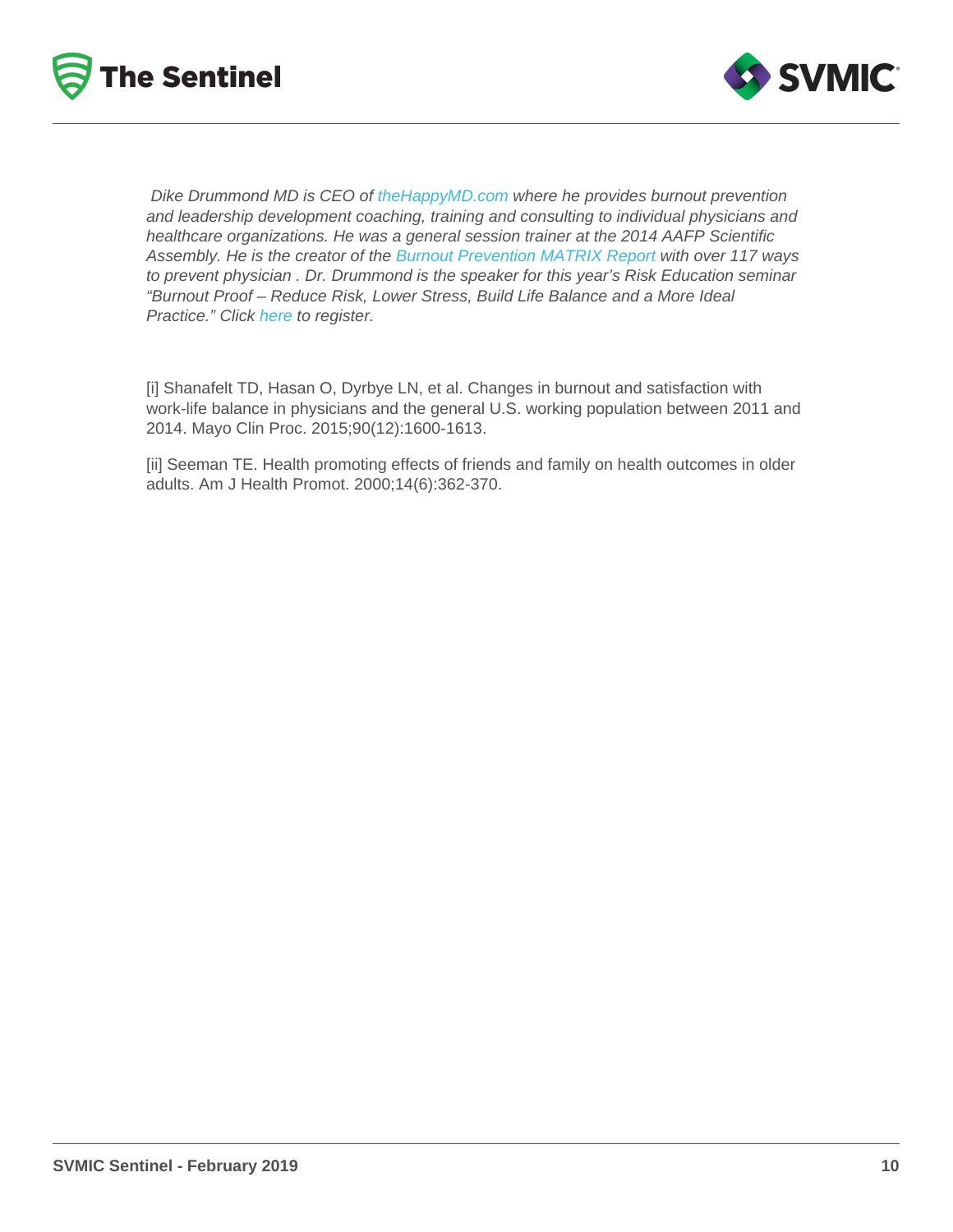*Dike Drummond MD is CEO of theHappyMD.com where he provides burnout prevention and leadership development coaching, training and consulting to individual physicians and healthcare organizations. He was a general session trainer at the 2014 AAFP Scientific Assembly. He is the creator of the Burnout Prevention MATRIX Report with over 117 ways to prevent physician . Dr. Drummond is the speaker for this year's Risk Education seminar "Burnout Proof – Reduce Risk, Lower Stress, Build Life Balance and a More Ideal Practice." Click here to register.*

[i] Shanafelt TD, Hasan O, Dyrbye LN, et al. Changes in burnout and satisfaction with work-life balance in physicians and the general U.S. working population between 2011 and 2014. Mayo Clin Proc. 2015;90(12):1600-1613.

[ii] Seeman TE. Health promoting effects of friends and family on health outcomes in older adults. Am J Health Promot. 2000;14(6):362-370.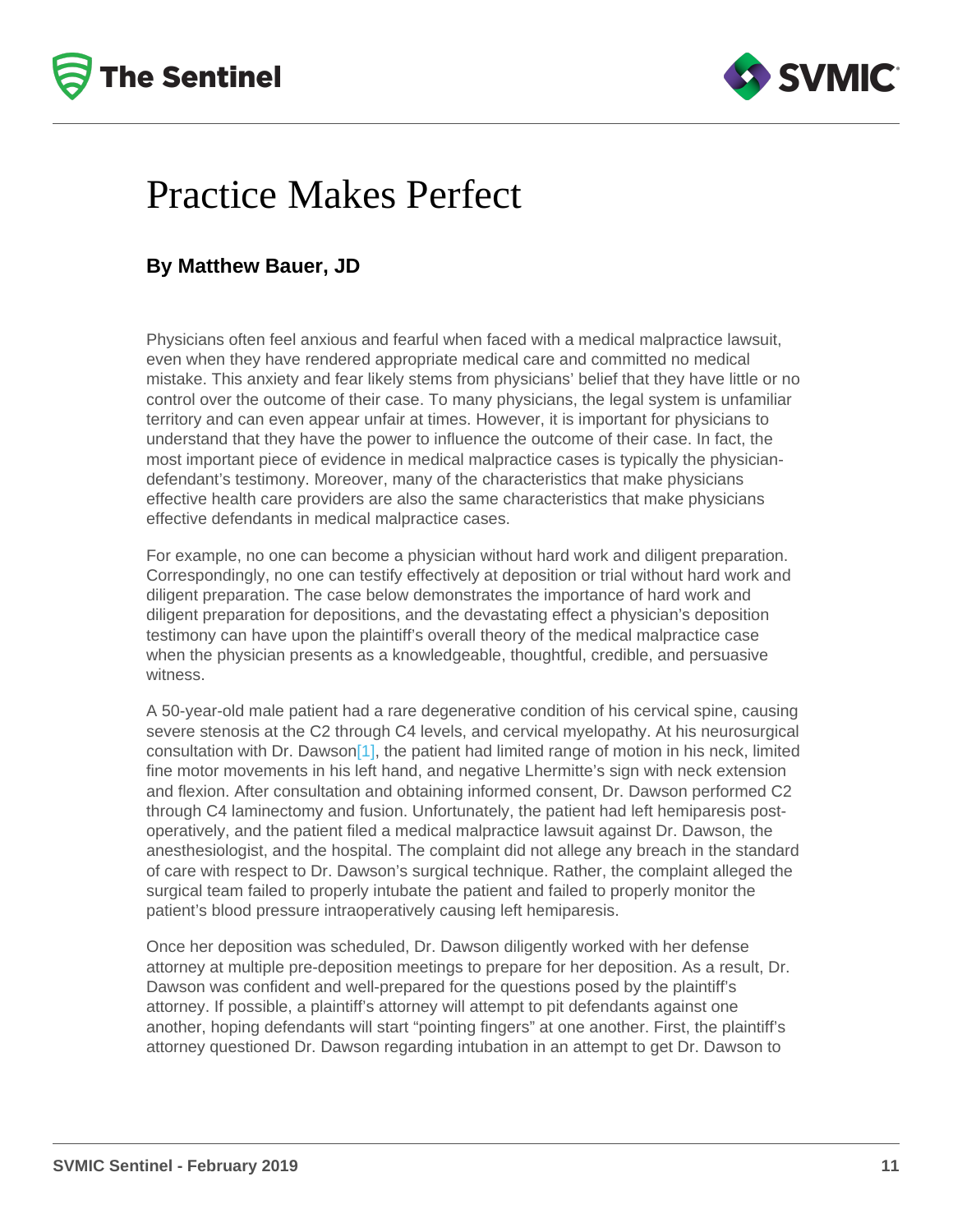# Practice Makes Perfect

**By Matthew Bauer, JD**

Physicians often feel anxious and fearful when faced with a medical malpractice lawsuit, even when they have rendered appropriate medical care and committed no medical mistake. This anxiety and fear likely stems from physicians' belief that they have little or no control over the outcome of their case. To many physicians, the legal system is unfamiliar territory and can even appear unfair at times. However, it is important for physicians to understand that they have the power to influence the outcome of their case. In fact, the most important piece of evidence in medical malpractice cases is typically the physician-defendant's testimony. Moreover, many of the characteristics that make physicians effective health care providers are also the same characteristics that make physicians effective defendants in medical malpractice cases.

For example, no one can become a physician without hard work and diligent preparation. Correspondingly, no one can testify effectively at deposition or trial without hard work and diligent preparation. The case below demonstrates the importance of hard work and diligent preparation for depositions, and the devastating effect a physician's deposition testimony can have upon the plaintiff's overall theory of the medical malpractice case when the physician presents as a knowledgeable, thoughtful, credible, and persuasive witness.

A 50-year-old male patient had a rare degenerative condition of his cervical spine, causing severe stenosis at the C2 through C4 levels, and cervical myelopathy. At his neurosurgical consultation with Dr. Dawson[1], the patient had limited range of motion in his neck, limited fine motor movements in his left hand, and negative Lhermitte's sign with neck extension and flexion. After consultation and obtaining informed consent, Dr. Dawson performed C2 through C4 laminectomy and fusion. Unfortunately, the patient had left hemiparesis post-operatively, and the patient filed a medical malpractice lawsuit against Dr. Dawson, the anesthesiologist, and the hospital. The complaint did not allege any breach in the standard of care with respect to Dr. Dawson's surgical technique. Rather, the complaint alleged the surgical team failed to properly intubate the patient and failed to properly monitor the patient's blood pressure intraoperatively causing left hemiparesis.

Once her deposition was scheduled, Dr. Dawson diligently worked with her defense attorney at multiple pre-deposition meetings to prepare for her deposition. As a result, Dr. Dawson was confident and well-prepared for the questions posed by the plaintiff's attorney. If possible, a plaintiff's attorney will attempt to pit defendants against one another, hoping defendants will start "pointing fingers" at one another. First, the plaintiff's attorney questioned Dr. Dawson regarding intubation in an attempt to get Dr. Dawson to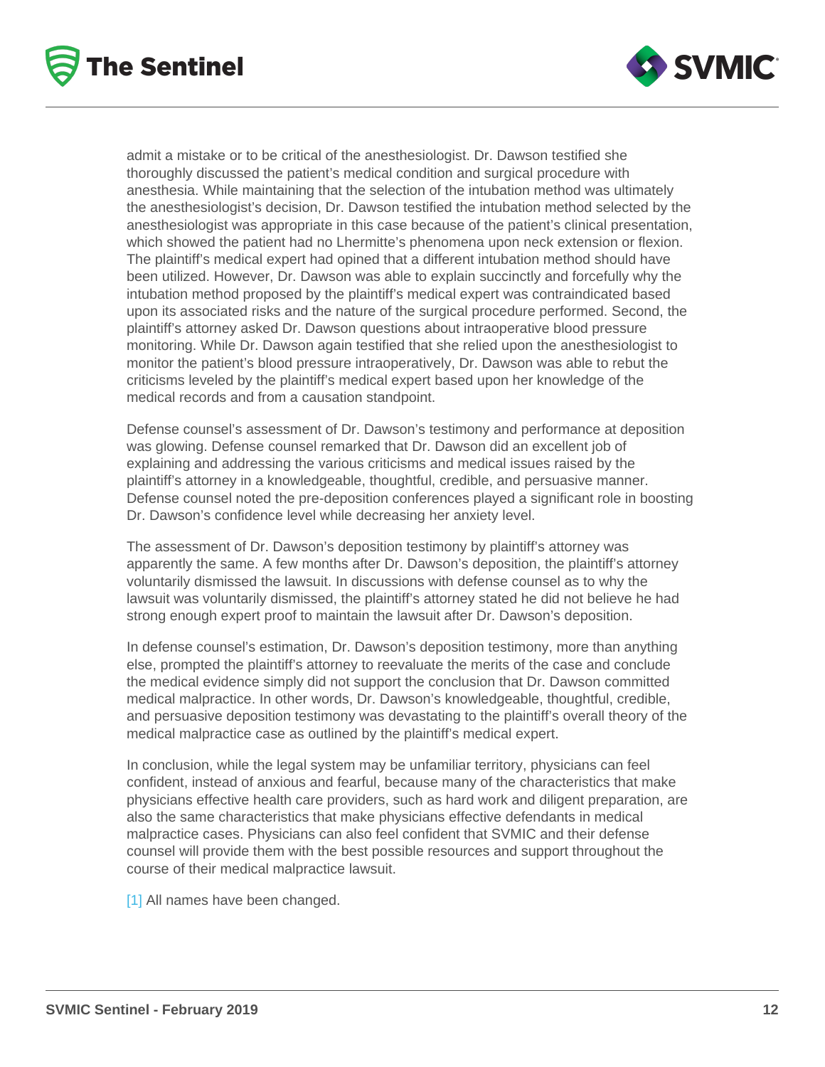admit a mistake or to be critical of the anesthesiologist. Dr. Dawson testified she thoroughly discussed the patient's medical condition and surgical procedure with anesthesia. While maintaining that the selection of the intubation method was ultimately the anesthesiologist's decision, Dr. Dawson testified the intubation method selected by the anesthesiologist was appropriate in this case because of the patient's clinical presentation, which showed the patient had no Lhermitte's phenomena upon neck extension or flexion. The plaintiff's medical expert had opined that a different intubation method should have been utilized. However, Dr. Dawson was able to explain succinctly and forcefully why the intubation method proposed by the plaintiff's medical expert was contraindicated based upon its associated risks and the nature of the surgical procedure performed. Second, the plaintiff's attorney asked Dr. Dawson questions about intraoperative blood pressure monitoring. While Dr. Dawson again testified that she relied upon the anesthesiologist to monitor the patient's blood pressure intraoperatively, Dr. Dawson was able to rebut the criticisms leveled by the plaintiff's medical expert based upon her knowledge of the medical records and from a causation standpoint.

Defense counsel's assessment of Dr. Dawson's testimony and performance at deposition was glowing. Defense counsel remarked that Dr. Dawson did an excellent job of explaining and addressing the various criticisms and medical issues raised by the plaintiff's attorney in a knowledgeable, thoughtful, credible, and persuasive manner. Defense counsel noted the pre-deposition conferences played a significant role in boosting Dr. Dawson's confidence level while decreasing her anxiety level.

The assessment of Dr. Dawson's deposition testimony by plaintiff's attorney was apparently the same. A few months after Dr. Dawson's deposition, the plaintiff's attorney voluntarily dismissed the lawsuit. In discussions with defense counsel as to why the lawsuit was voluntarily dismissed, the plaintiff's attorney stated he did not believe he had strong enough expert proof to maintain the lawsuit after Dr. Dawson's deposition.

In defense counsel's estimation, Dr. Dawson's deposition testimony, more than anything else, prompted the plaintiff's attorney to reevaluate the merits of the case and conclude the medical evidence simply did not support the conclusion that Dr. Dawson committed medical malpractice. In other words, Dr. Dawson's knowledgeable, thoughtful, credible, and persuasive deposition testimony was devastating to the plaintiff's overall theory of the medical malpractice case as outlined by the plaintiff's medical expert.

In conclusion, while the legal system may be unfamiliar territory, physicians can feel confident, instead of anxious and fearful, because many of the characteristics that make physicians effective health care providers, such as hard work and diligent preparation, are also the same characteristics that make physicians effective defendants in medical malpractice cases. Physicians can also feel confident that SVMIC and their defense counsel will provide them with the best possible resources and support throughout the course of their medical malpractice lawsuit.

[1] All names have been changed.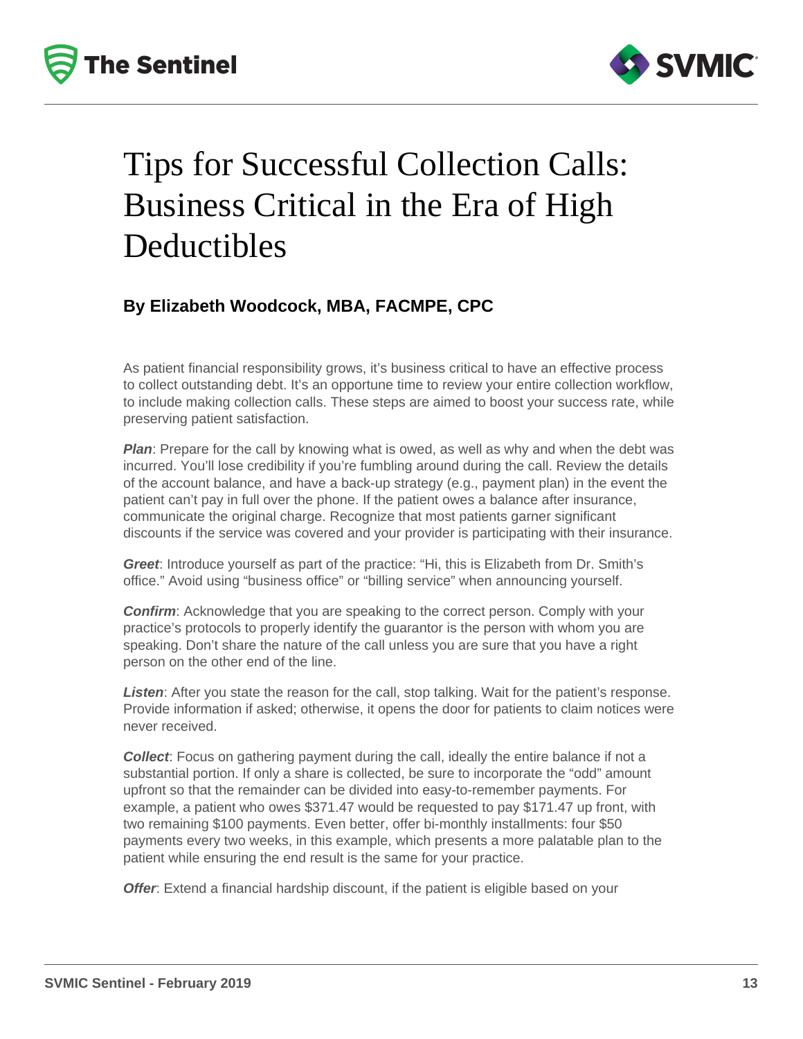# Tips for Successful Collection Calls: Business Critical in the Era of High Deductibles

### By Elizabeth Woodcock, MBA, FACMPE, CPC

As patient financial responsibility grows, it's business critical to have an effective process to collect outstanding debt. It's an opportune time to review your entire collection workflow, to include making collection calls. These steps are aimed to boost your success rate, while preserving patient satisfaction.

***Plan***: Prepare for the call by knowing what is owed, as well as why and when the debt was incurred. You'll lose credibility if you're fumbling around during the call. Review the details of the account balance, and have a back-up strategy (e.g., payment plan) in the event the patient can't pay in full over the phone. If the patient owes a balance after insurance, communicate the original charge. Recognize that most patients garner significant discounts if the service was covered and your provider is participating with their insurance.

***Greet***: Introduce yourself as part of the practice: "Hi, this is Elizabeth from Dr. Smith's office." Avoid using "business office" or "billing service" when announcing yourself.

***Confirm***: Acknowledge that you are speaking to the correct person. Comply with your practice's protocols to properly identify the guarantor is the person with whom you are speaking. Don't share the nature of the call unless you are sure that you have a right person on the other end of the line.

***Listen***: After you state the reason for the call, stop talking. Wait for the patient's response. Provide information if asked; otherwise, it opens the door for patients to claim notices were never received.

***Collect***: Focus on gathering payment during the call, ideally the entire balance if not a substantial portion. If only a share is collected, be sure to incorporate the "odd" amount upfront so that the remainder can be divided into easy-to-remember payments. For example, a patient who owes $371.47 would be requested to pay $171.47 up front, with two remaining $100 payments. Even better, offer bi-monthly installments: four $50 payments every two weeks, in this example, which presents a more palatable plan to the patient while ensuring the end result is the same for your practice.

***Offer***: Extend a financial hardship discount, if the patient is eligible based on your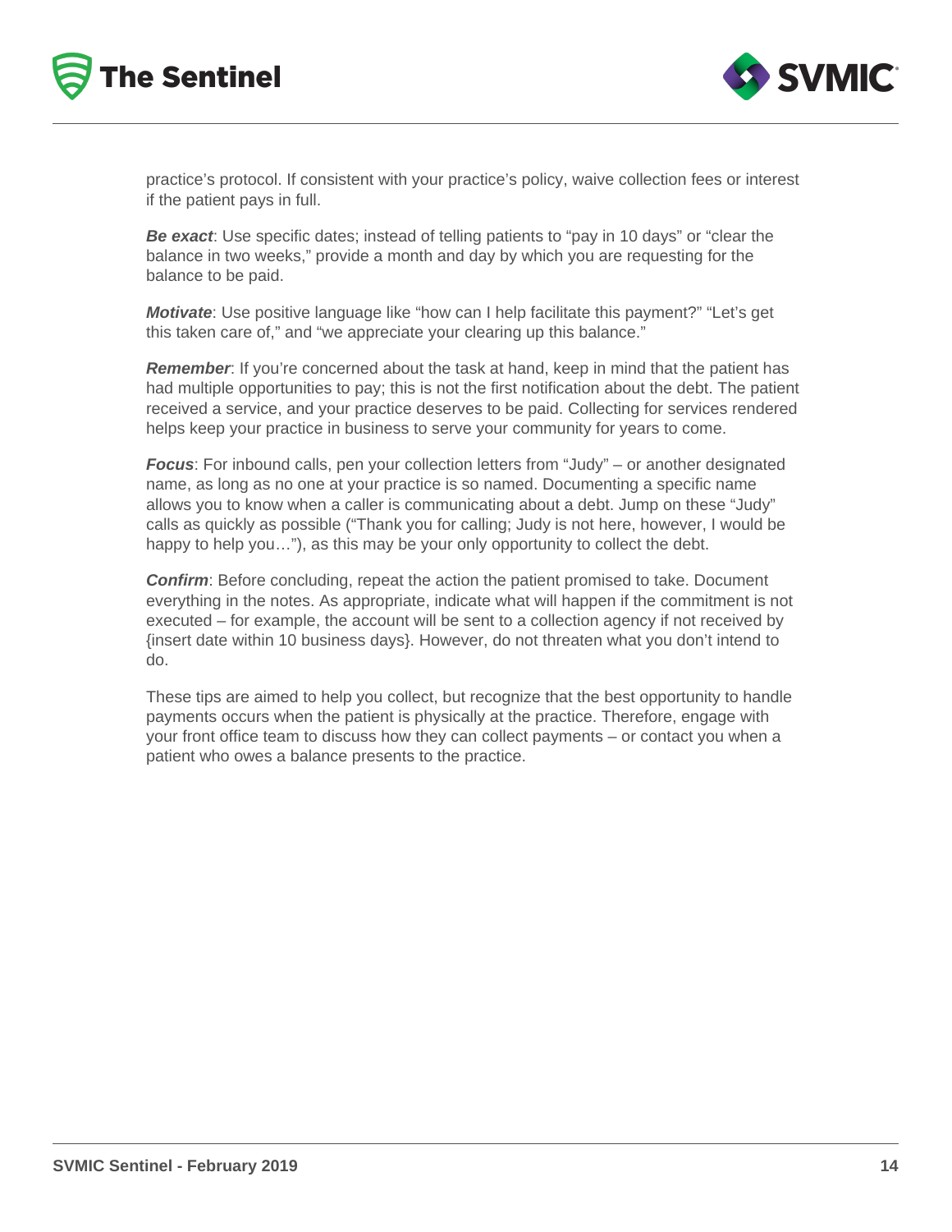practice's protocol. If consistent with your practice's policy, waive collection fees or interest if the patient pays in full.

***Be exact***: Use specific dates; instead of telling patients to "pay in 10 days" or "clear the balance in two weeks," provide a month and day by which you are requesting for the balance to be paid.

***Motivate***: Use positive language like "how can I help facilitate this payment?" "Let's get this taken care of," and "we appreciate your clearing up this balance."

***Remember***: If you're concerned about the task at hand, keep in mind that the patient has had multiple opportunities to pay; this is not the first notification about the debt. The patient received a service, and your practice deserves to be paid. Collecting for services rendered helps keep your practice in business to serve your community for years to come.

***Focus***: For inbound calls, pen your collection letters from "Judy" – or another designated name, as long as no one at your practice is so named. Documenting a specific name allows you to know when a caller is communicating about a debt. Jump on these "Judy" calls as quickly as possible ("Thank you for calling; Judy is not here, however, I would be happy to help you…"), as this may be your only opportunity to collect the debt.

***Confirm***: Before concluding, repeat the action the patient promised to take. Document everything in the notes. As appropriate, indicate what will happen if the commitment is not executed – for example, the account will be sent to a collection agency if not received by {insert date within 10 business days}. However, do not threaten what you don't intend to do.

These tips are aimed to help you collect, but recognize that the best opportunity to handle payments occurs when the patient is physically at the practice. Therefore, engage with your front office team to discuss how they can collect payments – or contact you when a patient who owes a balance presents to the practice.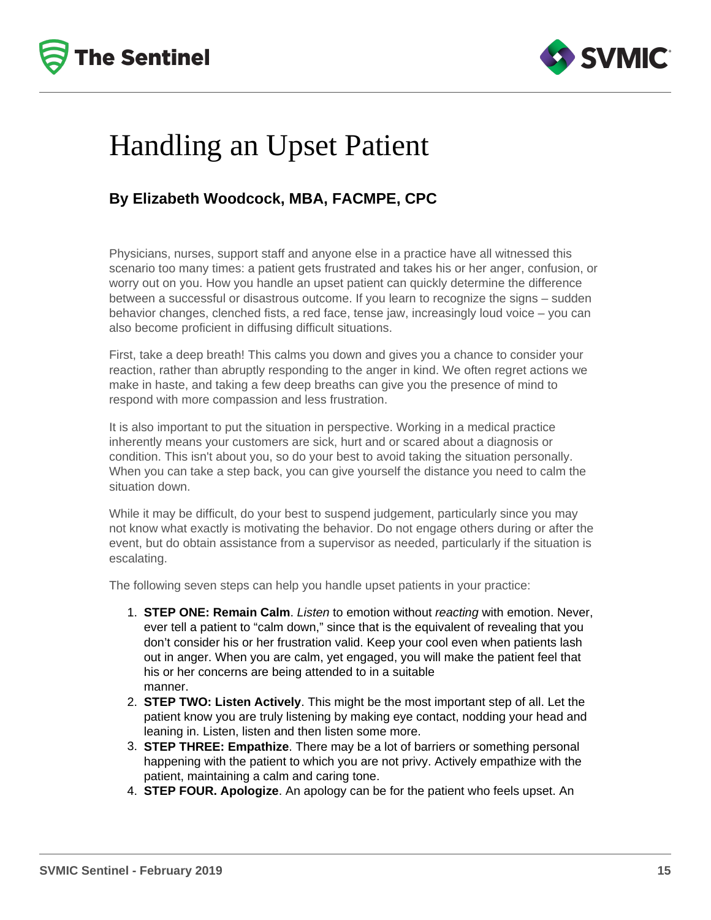# Handling an Upset Patient

**By Elizabeth Woodcock, MBA, FACMPE, CPC**

Physicians, nurses, support staff and anyone else in a practice have all witnessed this scenario too many times: a patient gets frustrated and takes his or her anger, confusion, or worry out on you. How you handle an upset patient can quickly determine the difference between a successful or disastrous outcome. If you learn to recognize the signs – sudden behavior changes, clenched fists, a red face, tense jaw, increasingly loud voice – you can also become proficient in diffusing difficult situations.

First, take a deep breath! This calms you down and gives you a chance to consider your reaction, rather than abruptly responding to the anger in kind. We often regret actions we make in haste, and taking a few deep breaths can give you the presence of mind to respond with more compassion and less frustration.

It is also important to put the situation in perspective. Working in a medical practice inherently means your customers are sick, hurt and or scared about a diagnosis or condition. This isn't about you, so do your best to avoid taking the situation personally. When you can take a step back, you can give yourself the distance you need to calm the situation down.

While it may be difficult, do your best to suspend judgement, particularly since you may not know what exactly is motivating the behavior. Do not engage others during or after the event, but do obtain assistance from a supervisor as needed, particularly if the situation is escalating.

The following seven steps can help you handle upset patients in your practice:

1. **STEP ONE: Remain Calm**. *Listen* to emotion without *reacting* with emotion. Never, ever tell a patient to "calm down," since that is the equivalent of revealing that you don't consider his or her frustration valid. Keep your cool even when patients lash out in anger. When you are calm, yet engaged, you will make the patient feel that his or her concerns are being attended to in a suitable manner.
2. **STEP TWO: Listen Actively**. This might be the most important step of all. Let the patient know you are truly listening by making eye contact, nodding your head and leaning in. Listen, listen and then listen some more.
3. **STEP THREE: Empathize**. There may be a lot of barriers or something personal happening with the patient to which you are not privy. Actively empathize with the patient, maintaining a calm and caring tone.
4. **STEP FOUR. Apologize**. An apology can be for the patient who feels upset. An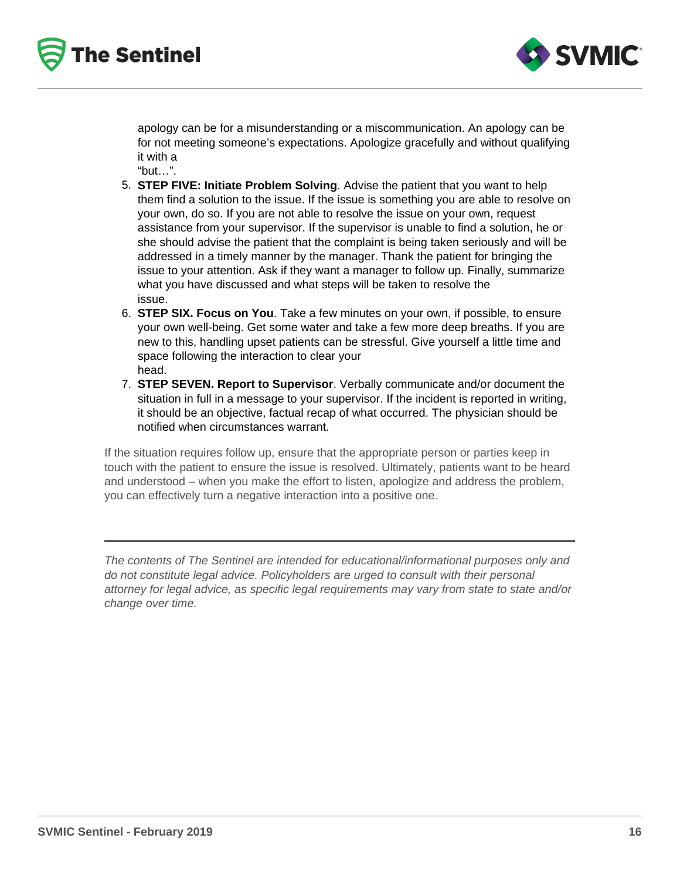apology can be for a misunderstanding or a miscommunication. An apology can be for not meeting someone's expectations. Apologize gracefully and without qualifying it with a "but…".

5. **STEP FIVE: Initiate Problem Solving**. Advise the patient that you want to help them find a solution to the issue. If the issue is something you are able to resolve on your own, do so. If you are not able to resolve the issue on your own, request assistance from your supervisor. If the supervisor is unable to find a solution, he or she should advise the patient that the complaint is being taken seriously and will be addressed in a timely manner by the manager. Thank the patient for bringing the issue to your attention. Ask if they want a manager to follow up. Finally, summarize what you have discussed and what steps will be taken to resolve the issue.
6. **STEP SIX. Focus on You**. Take a few minutes on your own, if possible, to ensure your own well-being. Get some water and take a few more deep breaths. If you are new to this, handling upset patients can be stressful. Give yourself a little time and space following the interaction to clear your head.
7. **STEP SEVEN. Report to Supervisor**. Verbally communicate and/or document the situation in full in a message to your supervisor. If the incident is reported in writing, it should be an objective, factual recap of what occurred. The physician should be notified when circumstances warrant.

If the situation requires follow up, ensure that the appropriate person or parties keep in touch with the patient to ensure the issue is resolved. Ultimately, patients want to be heard and understood – when you make the effort to listen, apologize and address the problem, you can effectively turn a negative interaction into a positive one.

---

*The contents of The Sentinel are intended for educational/informational purposes only and do not constitute legal advice. Policyholders are urged to consult with their personal attorney for legal advice, as specific legal requirements may vary from state to state and/or change over time.*